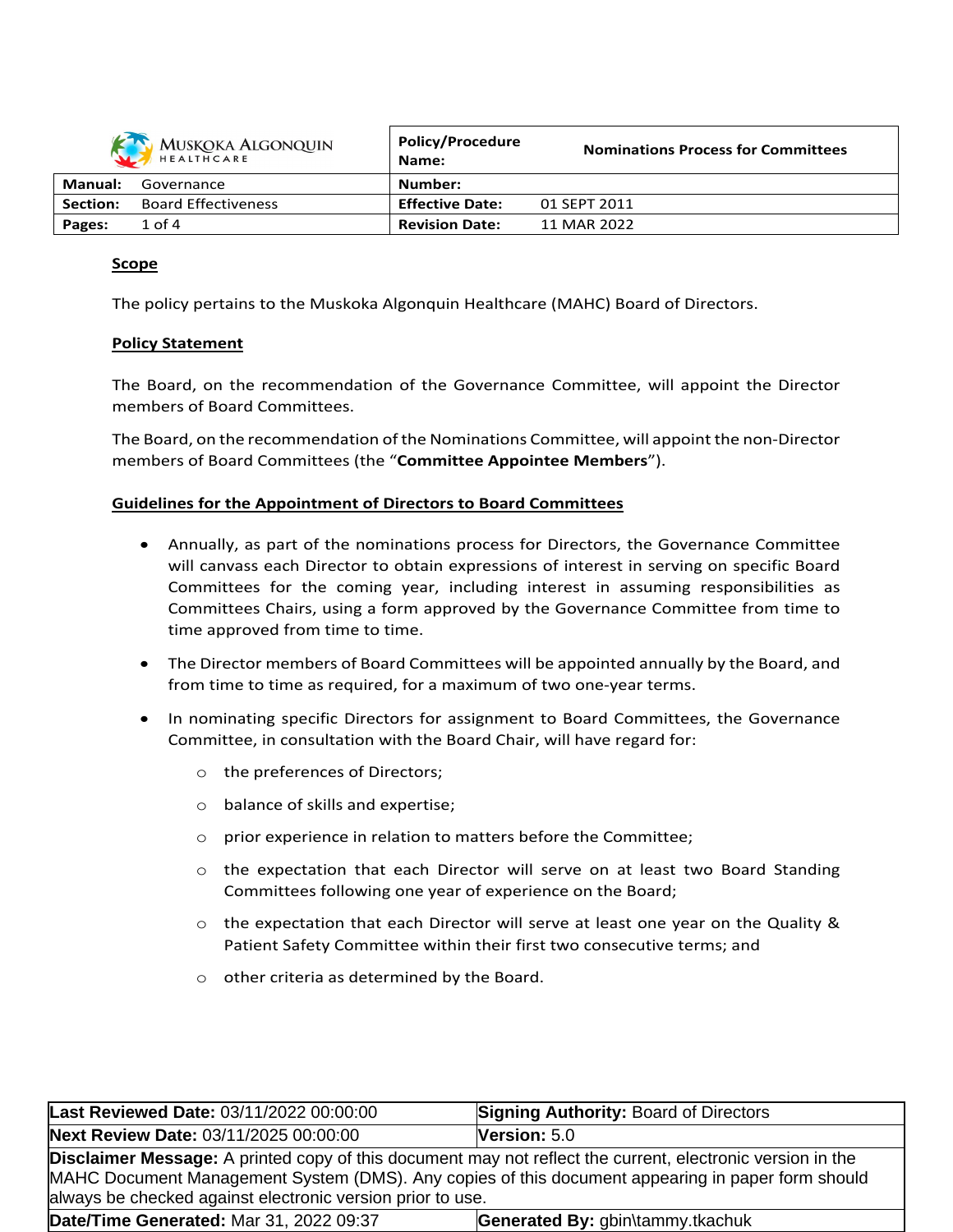| Muskoka Algonquin Healthcare | | **Policy/Procedure Name:** | **Nominations Process for Committees** |
| --- | --- | --- | --- |
| **Manual:** | Governance | **Number:** | |
| **Section:** | Board Effectiveness | **Effective Date:** | 01 SEPT 2011 |
| **Pages:** | 1 of 4 | **Revision Date:** | 11 MAR 2022 |

## Scope

The policy pertains to the Muskoka Algonquin Healthcare (MAHC) Board of Directors.

## Policy Statement

The Board, on the recommendation of the Governance Committee, will appoint the Director members of Board Committees.

The Board, on the recommendation of the Nominations Committee, will appoint the non-Director members of Board Committees (the "**Committee Appointee Members**").

## Guidelines for the Appointment of Directors to Board Committees

- Annually, as part of the nominations process for Directors, the Governance Committee will canvass each Director to obtain expressions of interest in serving on specific Board Committees for the coming year, including interest in assuming responsibilities as Committees Chairs, using a form approved by the Governance Committee from time to time approved from time to time.
- The Director members of Board Committees will be appointed annually by the Board, and from time to time as required, for a maximum of two one-year terms.
- In nominating specific Directors for assignment to Board Committees, the Governance Committee, in consultation with the Board Chair, will have regard for:
  - the preferences of Directors;
  - balance of skills and expertise;
  - prior experience in relation to matters before the Committee;
  - the expectation that each Director will serve on at least two Board Standing Committees following one year of experience on the Board;
  - the expectation that each Director will serve at least one year on the Quality & Patient Safety Committee within their first two consecutive terms; and
  - other criteria as determined by the Board.

| **Last Reviewed Date:** 03/11/2022 00:00:00 | **Signing Authority:** Board of Directors |
| --- | --- |
| **Next Review Date:** 03/11/2025 00:00:00 | **Version:** 5.0 |
| **Disclaimer Message:** A printed copy of this document may not reflect the current, electronic version in the MAHC Document Management System (DMS). Any copies of this document appearing in paper form should always be checked against electronic version prior to use. | |
| **Date/Time Generated:** Mar 31, 2022 09:37 | **Generated By:** gbin\tammy.tkachuk |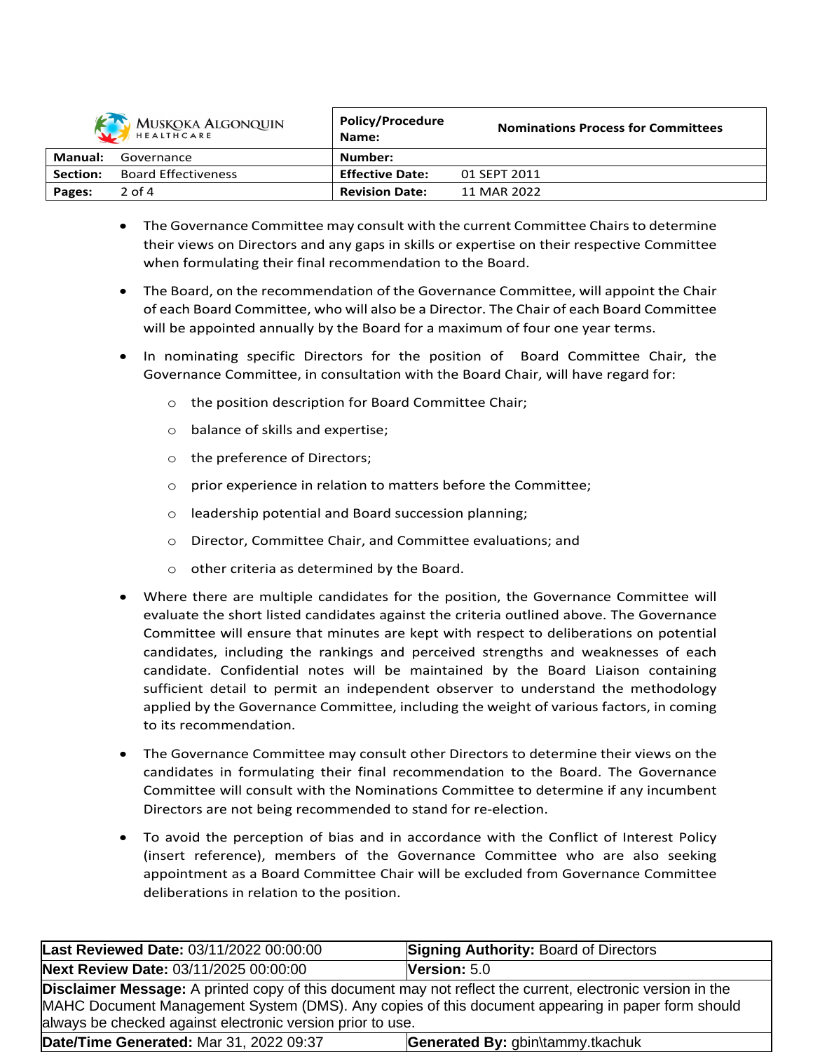- The Governance Committee may consult with the current Committee Chairs to determine their views on Directors and any gaps in skills or expertise on their respective Committee when formulating their final recommendation to the Board.

- The Board, on the recommendation of the Governance Committee, will appoint the Chair of each Board Committee, who will also be a Director. The Chair of each Board Committee will be appointed annually by the Board for a maximum of four one year terms.

- In nominating specific Directors for the position of Board Committee Chair, the Governance Committee, in consultation with the Board Chair, will have regard for:
  - the position description for Board Committee Chair;
  - balance of skills and expertise;
  - the preference of Directors;
  - prior experience in relation to matters before the Committee;
  - leadership potential and Board succession planning;
  - Director, Committee Chair, and Committee evaluations; and
  - other criteria as determined by the Board.

- Where there are multiple candidates for the position, the Governance Committee will evaluate the short listed candidates against the criteria outlined above. The Governance Committee will ensure that minutes are kept with respect to deliberations on potential candidates, including the rankings and perceived strengths and weaknesses of each candidate. Confidential notes will be maintained by the Board Liaison containing sufficient detail to permit an independent observer to understand the methodology applied by the Governance Committee, including the weight of various factors, in coming to its recommendation.

- The Governance Committee may consult other Directors to determine their views on the candidates in formulating their final recommendation to the Board. The Governance Committee will consult with the Nominations Committee to determine if any incumbent Directors are not being recommended to stand for re-election.

- To avoid the perception of bias and in accordance with the Conflict of Interest Policy (insert reference), members of the Governance Committee who are also seeking appointment as a Board Committee Chair will be excluded from Governance Committee deliberations in relation to the position.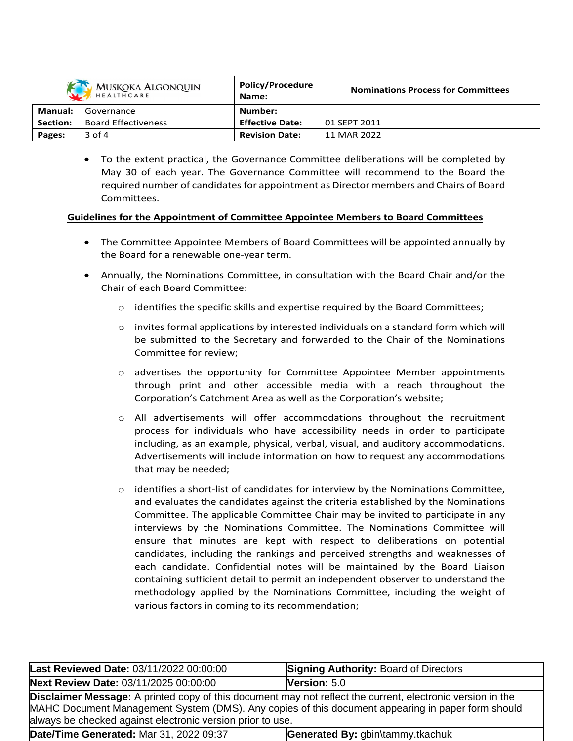- To the extent practical, the Governance Committee deliberations will be completed by May 30 of each year. The Governance Committee will recommend to the Board the required number of candidates for appointment as Director members and Chairs of Board Committees.

**Guidelines for the Appointment of Committee Appointee Members to Board Committees**

- The Committee Appointee Members of Board Committees will be appointed annually by the Board for a renewable one-year term.
- Annually, the Nominations Committee, in consultation with the Board Chair and/or the Chair of each Board Committee:
    - identifies the specific skills and expertise required by the Board Committees;
    - invites formal applications by interested individuals on a standard form which will be submitted to the Secretary and forwarded to the Chair of the Nominations Committee for review;
    - advertises the opportunity for Committee Appointee Member appointments through print and other accessible media with a reach throughout the Corporation's Catchment Area as well as the Corporation's website;
    - All advertisements will offer accommodations throughout the recruitment process for individuals who have accessibility needs in order to participate including, as an example, physical, verbal, visual, and auditory accommodations. Advertisements will include information on how to request any accommodations that may be needed;
    - identifies a short-list of candidates for interview by the Nominations Committee, and evaluates the candidates against the criteria established by the Nominations Committee. The applicable Committee Chair may be invited to participate in any interviews by the Nominations Committee. The Nominations Committee will ensure that minutes are kept with respect to deliberations on potential candidates, including the rankings and perceived strengths and weaknesses of each candidate. Confidential notes will be maintained by the Board Liaison containing sufficient detail to permit an independent observer to understand the methodology applied by the Nominations Committee, including the weight of various factors in coming to its recommendation;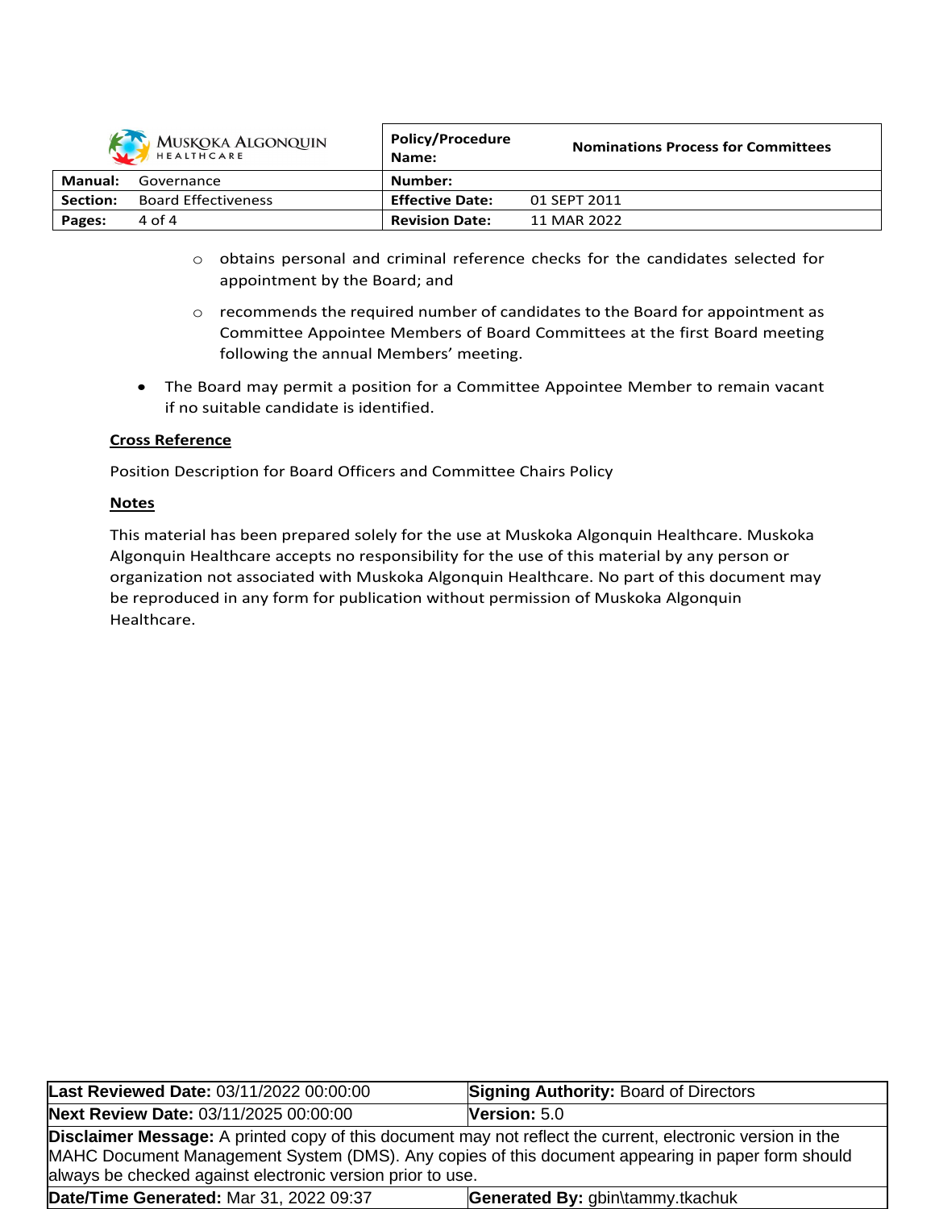- obtains personal and criminal reference checks for the candidates selected for appointment by the Board; and
- recommends the required number of candidates to the Board for appointment as Committee Appointee Members of Board Committees at the first Board meeting following the annual Members' meeting.

- The Board may permit a position for a Committee Appointee Member to remain vacant if no suitable candidate is identified.

**Cross Reference**

Position Description for Board Officers and Committee Chairs Policy

**Notes**

This material has been prepared solely for the use at Muskoka Algonquin Healthcare. Muskoka Algonquin Healthcare accepts no responsibility for the use of this material by any person or organization not associated with Muskoka Algonquin Healthcare. No part of this document may be reproduced in any form for publication without permission of Muskoka Algonquin Healthcare.